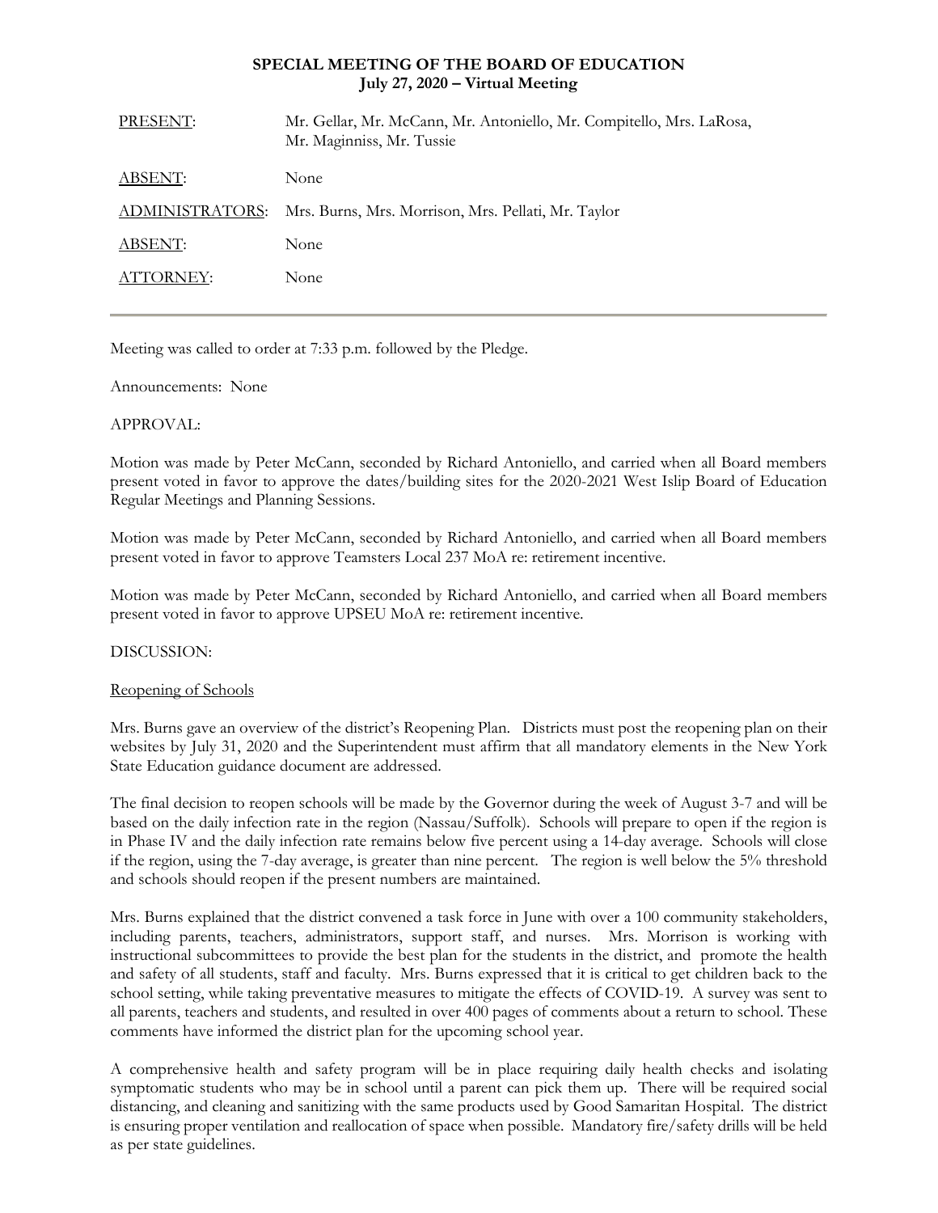**SPECIAL MEETING OF THE BOARD OF EDUCATION**
**July 27, 2020 – Virtual Meeting**

| | |
|---|---|
| PRESENT: | Mr. Gellar, Mr. McCann, Mr. Antoniello, Mr. Compitello, Mrs. LaRosa, Mr. Maginniss, Mr. Tussie |
| ABSENT: | None |
| ADMINISTRATORS: | Mrs. Burns, Mrs. Morrison, Mrs. Pellati, Mr. Taylor |
| ABSENT: | None |
| ATTORNEY: | None |

---

Meeting was called to order at 7:33 p.m. followed by the Pledge.

Announcements: None

APPROVAL:

Motion was made by Peter McCann, seconded by Richard Antoniello, and carried when all Board members present voted in favor to approve the dates/building sites for the 2020-2021 West Islip Board of Education Regular Meetings and Planning Sessions.

Motion was made by Peter McCann, seconded by Richard Antoniello, and carried when all Board members present voted in favor to approve Teamsters Local 237 MoA re: retirement incentive.

Motion was made by Peter McCann, seconded by Richard Antoniello, and carried when all Board members present voted in favor to approve UPSEU MoA re: retirement incentive.

DISCUSSION:

Reopening of Schools

Mrs. Burns gave an overview of the district's Reopening Plan. Districts must post the reopening plan on their websites by July 31, 2020 and the Superintendent must affirm that all mandatory elements in the New York State Education guidance document are addressed.

The final decision to reopen schools will be made by the Governor during the week of August 3-7 and will be based on the daily infection rate in the region (Nassau/Suffolk). Schools will prepare to open if the region is in Phase IV and the daily infection rate remains below five percent using a 14-day average. Schools will close if the region, using the 7-day average, is greater than nine percent. The region is well below the 5% threshold and schools should reopen if the present numbers are maintained.

Mrs. Burns explained that the district convened a task force in June with over a 100 community stakeholders, including parents, teachers, administrators, support staff, and nurses. Mrs. Morrison is working with instructional subcommittees to provide the best plan for the students in the district, and promote the health and safety of all students, staff and faculty. Mrs. Burns expressed that it is critical to get children back to the school setting, while taking preventative measures to mitigate the effects of COVID-19. A survey was sent to all parents, teachers and students, and resulted in over 400 pages of comments about a return to school. These comments have informed the district plan for the upcoming school year.

A comprehensive health and safety program will be in place requiring daily health checks and isolating symptomatic students who may be in school until a parent can pick them up. There will be required social distancing, and cleaning and sanitizing with the same products used by Good Samaritan Hospital. The district is ensuring proper ventilation and reallocation of space when possible. Mandatory fire/safety drills will be held as per state guidelines.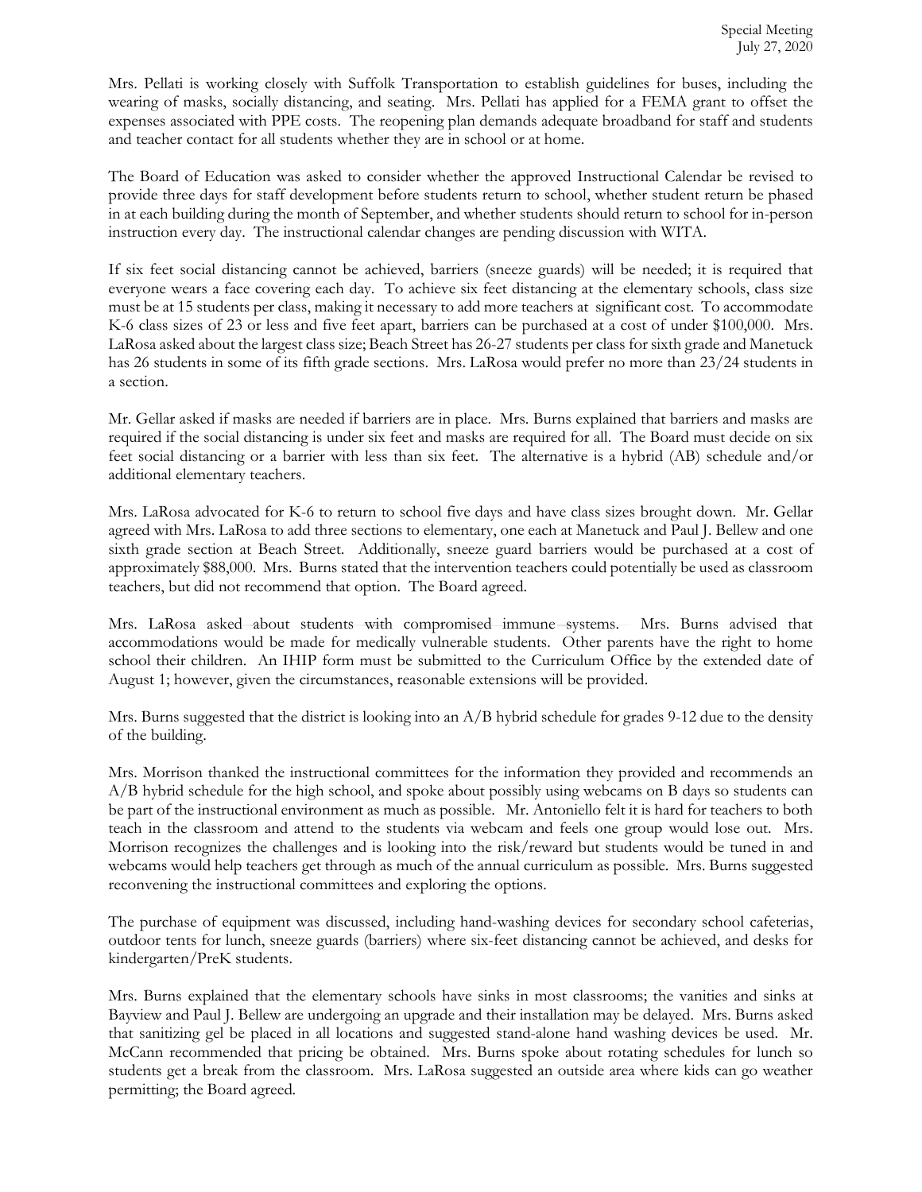Mrs. Pellati is working closely with Suffolk Transportation to establish guidelines for buses, including the wearing of masks, socially distancing, and seating. Mrs. Pellati has applied for a FEMA grant to offset the expenses associated with PPE costs. The reopening plan demands adequate broadband for staff and students and teacher contact for all students whether they are in school or at home.

The Board of Education was asked to consider whether the approved Instructional Calendar be revised to provide three days for staff development before students return to school, whether student return be phased in at each building during the month of September, and whether students should return to school for in-person instruction every day. The instructional calendar changes are pending discussion with WITA.

If six feet social distancing cannot be achieved, barriers (sneeze guards) will be needed; it is required that everyone wears a face covering each day. To achieve six feet distancing at the elementary schools, class size must be at 15 students per class, making it necessary to add more teachers at significant cost. To accommodate K-6 class sizes of 23 or less and five feet apart, barriers can be purchased at a cost of under $100,000. Mrs. LaRosa asked about the largest class size; Beach Street has 26-27 students per class for sixth grade and Manetuck has 26 students in some of its fifth grade sections. Mrs. LaRosa would prefer no more than 23/24 students in a section.

Mr. Gellar asked if masks are needed if barriers are in place. Mrs. Burns explained that barriers and masks are required if the social distancing is under six feet and masks are required for all. The Board must decide on six feet social distancing or a barrier with less than six feet. The alternative is a hybrid (AB) schedule and/or additional elementary teachers.

Mrs. LaRosa advocated for K-6 to return to school five days and have class sizes brought down. Mr. Gellar agreed with Mrs. LaRosa to add three sections to elementary, one each at Manetuck and Paul J. Bellew and one sixth grade section at Beach Street. Additionally, sneeze guard barriers would be purchased at a cost of approximately $88,000. Mrs. Burns stated that the intervention teachers could potentially be used as classroom teachers, but did not recommend that option. The Board agreed.

Mrs. LaRosa asked about students with compromised immune systems. Mrs. Burns advised that accommodations would be made for medically vulnerable students. Other parents have the right to home school their children. An IHIP form must be submitted to the Curriculum Office by the extended date of August 1; however, given the circumstances, reasonable extensions will be provided.

Mrs. Burns suggested that the district is looking into an A/B hybrid schedule for grades 9-12 due to the density of the building.

Mrs. Morrison thanked the instructional committees for the information they provided and recommends an A/B hybrid schedule for the high school, and spoke about possibly using webcams on B days so students can be part of the instructional environment as much as possible. Mr. Antoniello felt it is hard for teachers to both teach in the classroom and attend to the students via webcam and feels one group would lose out. Mrs. Morrison recognizes the challenges and is looking into the risk/reward but students would be tuned in and webcams would help teachers get through as much of the annual curriculum as possible. Mrs. Burns suggested reconvening the instructional committees and exploring the options.

The purchase of equipment was discussed, including hand-washing devices for secondary school cafeterias, outdoor tents for lunch, sneeze guards (barriers) where six-feet distancing cannot be achieved, and desks for kindergarten/PreK students.

Mrs. Burns explained that the elementary schools have sinks in most classrooms; the vanities and sinks at Bayview and Paul J. Bellew are undergoing an upgrade and their installation may be delayed. Mrs. Burns asked that sanitizing gel be placed in all locations and suggested stand-alone hand washing devices be used. Mr. McCann recommended that pricing be obtained. Mrs. Burns spoke about rotating schedules for lunch so students get a break from the classroom. Mrs. LaRosa suggested an outside area where kids can go weather permitting; the Board agreed.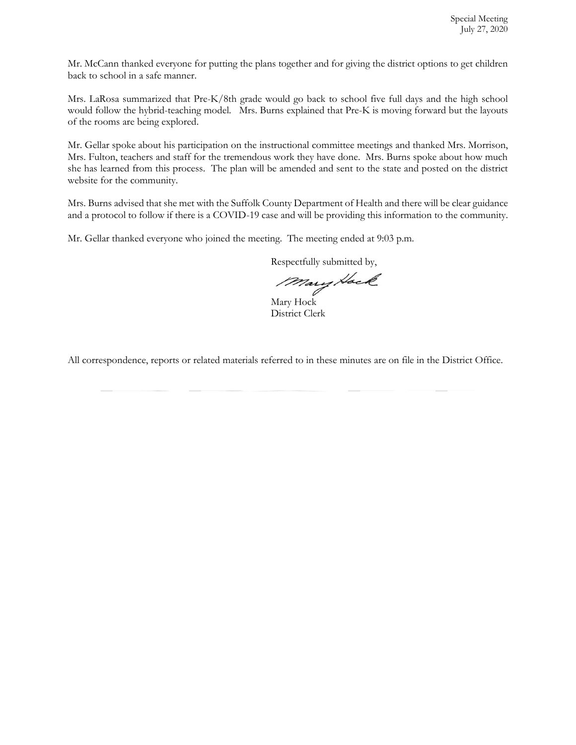Mr. McCann thanked everyone for putting the plans together and for giving the district options to get children back to school in a safe manner.

Mrs. LaRosa summarized that Pre-K/8th grade would go back to school five full days and the high school would follow the hybrid-teaching model. Mrs. Burns explained that Pre-K is moving forward but the layouts of the rooms are being explored.

Mr. Gellar spoke about his participation on the instructional committee meetings and thanked Mrs. Morrison, Mrs. Fulton, teachers and staff for the tremendous work they have done. Mrs. Burns spoke about how much she has learned from this process. The plan will be amended and sent to the state and posted on the district website for the community.

Mrs. Burns advised that she met with the Suffolk County Department of Health and there will be clear guidance and a protocol to follow if there is a COVID-19 case and will be providing this information to the community.

Mr. Gellar thanked everyone who joined the meeting. The meeting ended at 9:03 p.m.

Respectfully submitted by,

Mary Hock

Mary Hock
District Clerk

All correspondence, reports or related materials referred to in these minutes are on file in the District Office.